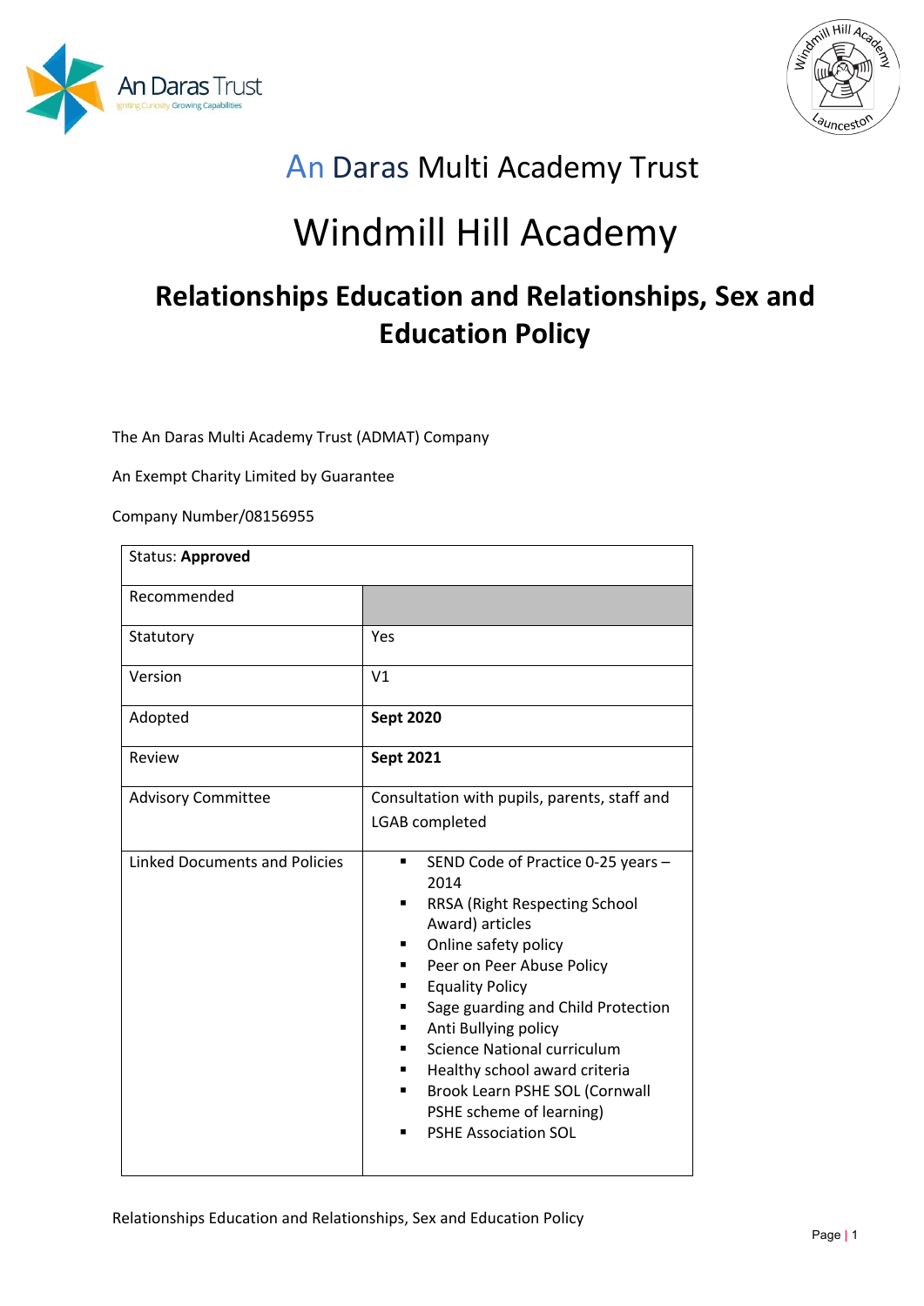An Daras Multi Academy Trust

# Windmill Hill Academy

## Relationships Education and Relationships, Sex and Education Policy

The An Daras Multi Academy Trust (ADMAT) Company

An Exempt Charity Limited by Guarantee

Company Number/08156955

| Status: **Approved** | |
|---|---|
| Recommended | |
| Statutory | Yes |
| Version | V1 |
| Adopted | **Sept 2020** |
| Review | **Sept 2021** |
| Advisory Committee | Consultation with pupils, parents, staff and LGAB completed |
| Linked Documents and Policies | ▪ SEND Code of Practice 0-25 years – 2014<br>▪ RRSA (Right Respecting School Award) articles<br>▪ Online safety policy<br>▪ Peer on Peer Abuse Policy<br>▪ Equality Policy<br>▪ Sage guarding and Child Protection<br>▪ Anti Bullying policy<br>▪ Science National curriculum<br>▪ Healthy school award criteria<br>▪ Brook Learn PSHE SOL (Cornwall PSHE scheme of learning)<br>▪ PSHE Association SOL |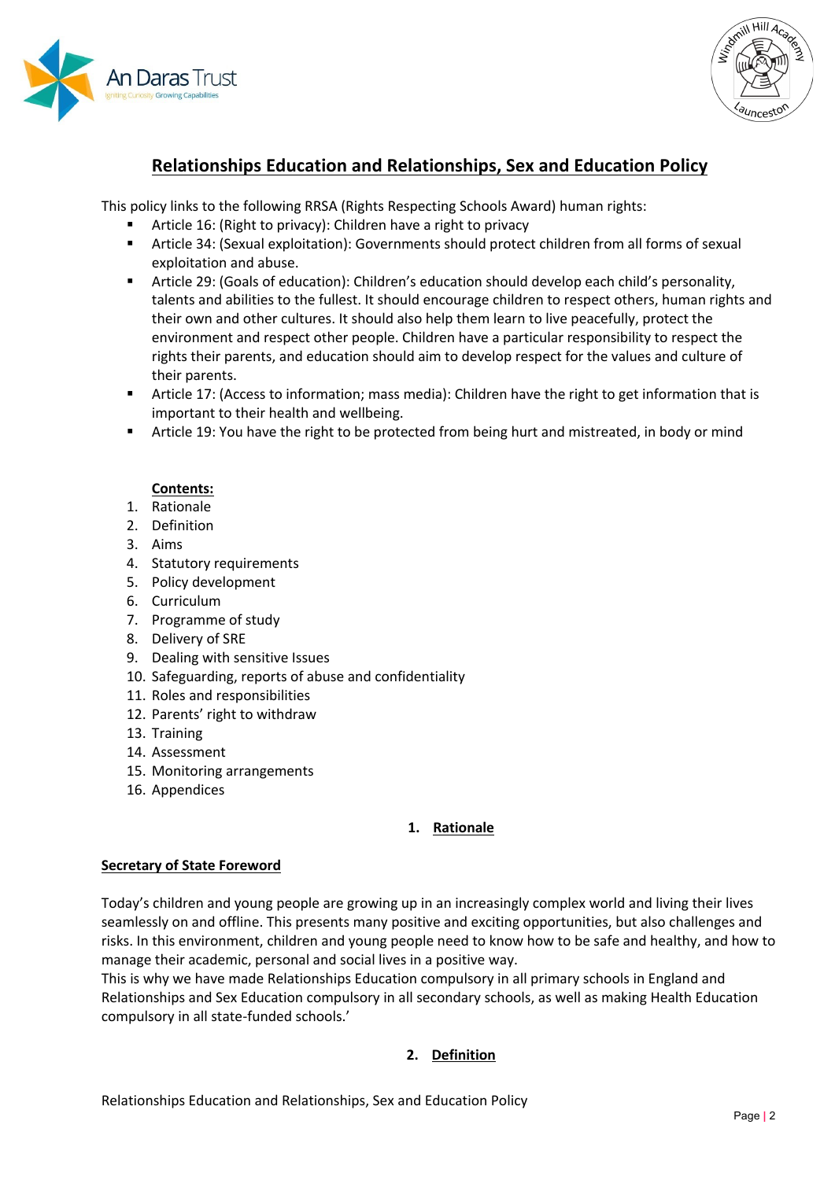# Relationships Education and Relationships, Sex and Education Policy

This policy links to the following RRSA (Rights Respecting Schools Award) human rights:

- Article 16: (Right to privacy): Children have a right to privacy
- Article 34: (Sexual exploitation): Governments should protect children from all forms of sexual exploitation and abuse.
- Article 29: (Goals of education): Children's education should develop each child's personality, talents and abilities to the fullest. It should encourage children to respect others, human rights and their own and other cultures. It should also help them learn to live peacefully, protect the environment and respect other people. Children have a particular responsibility to respect the rights their parents, and education should aim to develop respect for the values and culture of their parents.
- Article 17: (Access to information; mass media): Children have the right to get information that is important to their health and wellbeing.
- Article 19: You have the right to be protected from being hurt and mistreated, in body or mind

**Contents:**

1. Rationale
2. Definition
3. Aims
4. Statutory requirements
5. Policy development
6. Curriculum
7. Programme of study
8. Delivery of SRE
9. Dealing with sensitive Issues
10. Safeguarding, reports of abuse and confidentiality
11. Roles and responsibilities
12. Parents' right to withdraw
13. Training
14. Assessment
15. Monitoring arrangements
16. Appendices

## 1. Rationale

**Secretary of State Foreword**

Today's children and young people are growing up in an increasingly complex world and living their lives seamlessly on and offline. This presents many positive and exciting opportunities, but also challenges and risks. In this environment, children and young people need to know how to be safe and healthy, and how to manage their academic, personal and social lives in a positive way.
This is why we have made Relationships Education compulsory in all primary schools in England and Relationships and Sex Education compulsory in all secondary schools, as well as making Health Education compulsory in all state-funded schools.'

## 2. Definition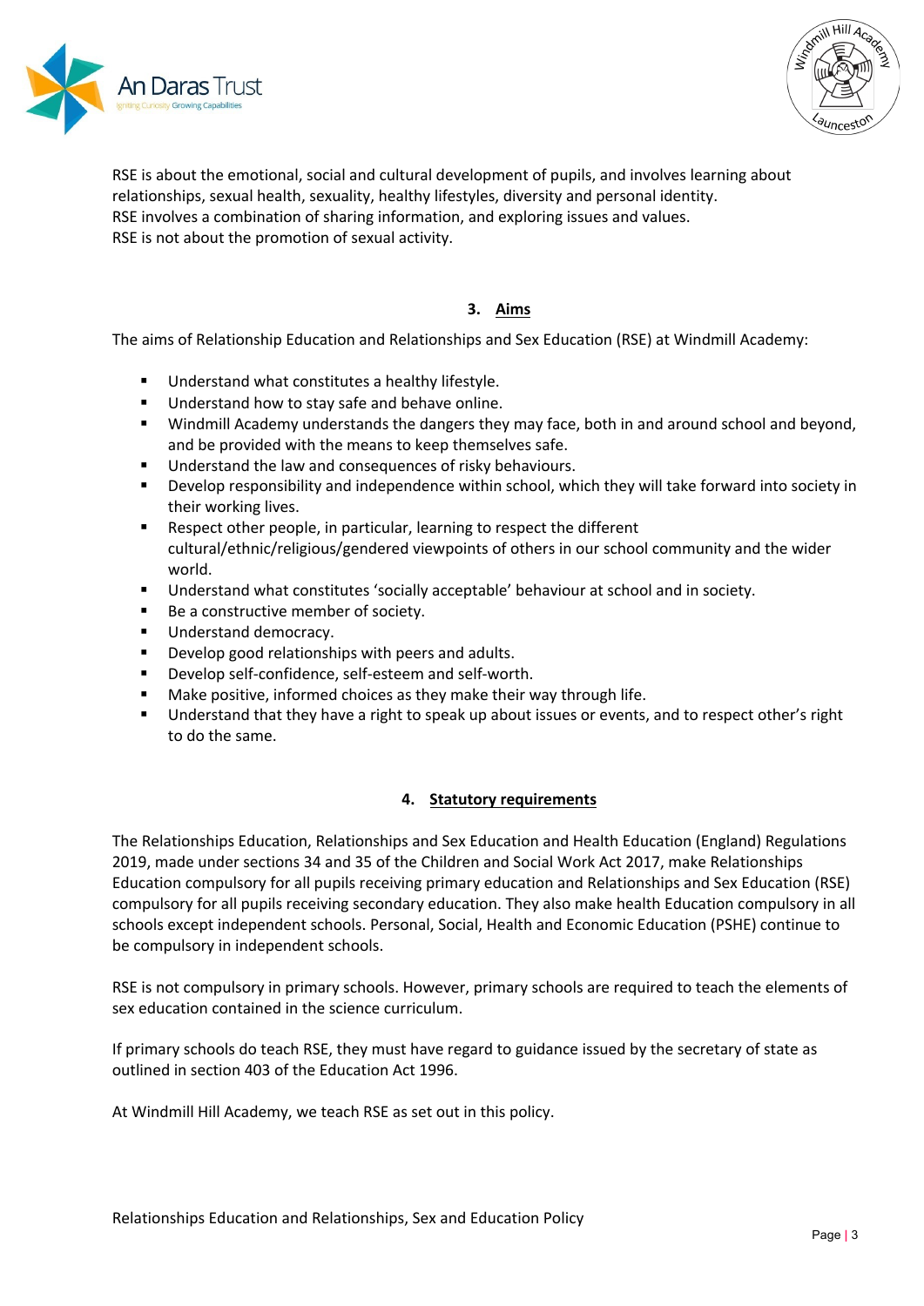RSE is about the emotional, social and cultural development of pupils, and involves learning about relationships, sexual health, sexuality, healthy lifestyles, diversity and personal identity.
RSE involves a combination of sharing information, and exploring issues and values.
RSE is not about the promotion of sexual activity.

## 3. Aims

The aims of Relationship Education and Relationships and Sex Education (RSE) at Windmill Academy:

- Understand what constitutes a healthy lifestyle.
- Understand how to stay safe and behave online.
- Windmill Academy understands the dangers they may face, both in and around school and beyond, and be provided with the means to keep themselves safe.
- Understand the law and consequences of risky behaviours.
- Develop responsibility and independence within school, which they will take forward into society in their working lives.
- Respect other people, in particular, learning to respect the different cultural/ethnic/religious/gendered viewpoints of others in our school community and the wider world.
- Understand what constitutes 'socially acceptable' behaviour at school and in society.
- Be a constructive member of society.
- Understand democracy.
- Develop good relationships with peers and adults.
- Develop self-confidence, self-esteem and self-worth.
- Make positive, informed choices as they make their way through life.
- Understand that they have a right to speak up about issues or events, and to respect other's right to do the same.

## 4. Statutory requirements

The Relationships Education, Relationships and Sex Education and Health Education (England) Regulations 2019, made under sections 34 and 35 of the Children and Social Work Act 2017, make Relationships Education compulsory for all pupils receiving primary education and Relationships and Sex Education (RSE) compulsory for all pupils receiving secondary education. They also make health Education compulsory in all schools except independent schools. Personal, Social, Health and Economic Education (PSHE) continue to be compulsory in independent schools.

RSE is not compulsory in primary schools. However, primary schools are required to teach the elements of sex education contained in the science curriculum.

If primary schools do teach RSE, they must have regard to guidance issued by the secretary of state as outlined in section 403 of the Education Act 1996.

At Windmill Hill Academy, we teach RSE as set out in this policy.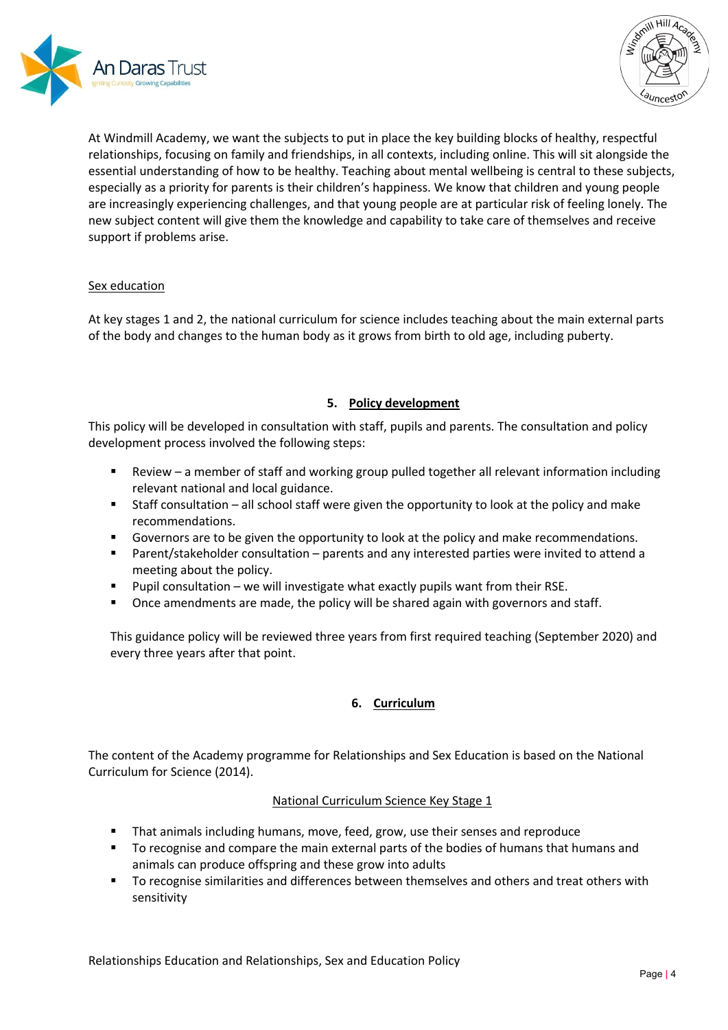At Windmill Academy, we want the subjects to put in place the key building blocks of healthy, respectful relationships, focusing on family and friendships, in all contexts, including online. This will sit alongside the essential understanding of how to be healthy. Teaching about mental wellbeing is central to these subjects, especially as a priority for parents is their children's happiness. We know that children and young people are increasingly experiencing challenges, and that young people are at particular risk of feeling lonely. The new subject content will give them the knowledge and capability to take care of themselves and receive support if problems arise.

Sex education

At key stages 1 and 2, the national curriculum for science includes teaching about the main external parts of the body and changes to the human body as it grows from birth to old age, including puberty.

## 5. Policy development

This policy will be developed in consultation with staff, pupils and parents. The consultation and policy development process involved the following steps:

- Review – a member of staff and working group pulled together all relevant information including relevant national and local guidance.
- Staff consultation – all school staff were given the opportunity to look at the policy and make recommendations.
- Governors are to be given the opportunity to look at the policy and make recommendations.
- Parent/stakeholder consultation – parents and any interested parties were invited to attend a meeting about the policy.
- Pupil consultation – we will investigate what exactly pupils want from their RSE.
- Once amendments are made, the policy will be shared again with governors and staff.

This guidance policy will be reviewed three years from first required teaching (September 2020) and every three years after that point.

## 6. Curriculum

The content of the Academy programme for Relationships and Sex Education is based on the National Curriculum for Science (2014).

National Curriculum Science Key Stage 1

- That animals including humans, move, feed, grow, use their senses and reproduce
- To recognise and compare the main external parts of the bodies of humans that humans and animals can produce offspring and these grow into adults
- To recognise similarities and differences between themselves and others and treat others with sensitivity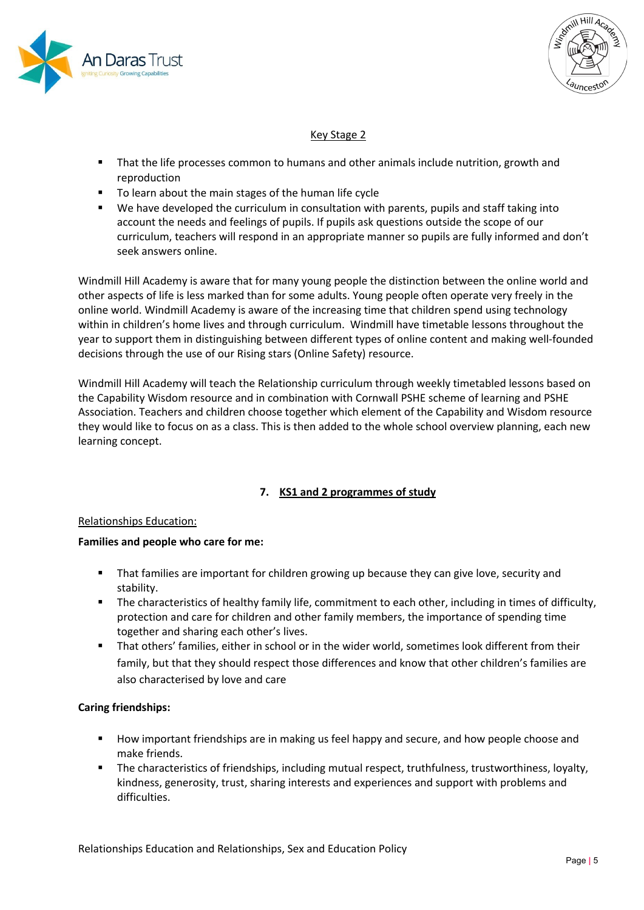Key Stage 2

- That the life processes common to humans and other animals include nutrition, growth and reproduction
- To learn about the main stages of the human life cycle
- We have developed the curriculum in consultation with parents, pupils and staff taking into account the needs and feelings of pupils. If pupils ask questions outside the scope of our curriculum, teachers will respond in an appropriate manner so pupils are fully informed and don't seek answers online.

Windmill Hill Academy is aware that for many young people the distinction between the online world and other aspects of life is less marked than for some adults. Young people often operate very freely in the online world. Windmill Hill Academy is aware of the increasing time that children spend using technology within in children's home lives and through curriculum. Windmill have timetable lessons throughout the year to support them in distinguishing between different types of online content and making well-founded decisions through the use of our Rising stars (Online Safety) resource.

Windmill Hill Academy will teach the Relationship curriculum through weekly timetabled lessons based on the Capability Wisdom resource and in combination with Cornwall PSHE scheme of learning and PSHE Association. Teachers and children choose together which element of the Capability and Wisdom resource they would like to focus on as a class. This is then added to the whole school overview planning, each new learning concept.

## 7. KS1 and 2 programmes of study

Relationships Education:

**Families and people who care for me:**

- That families are important for children growing up because they can give love, security and stability.
- The characteristics of healthy family life, commitment to each other, including in times of difficulty, protection and care for children and other family members, the importance of spending time together and sharing each other's lives.
- That others' families, either in school or in the wider world, sometimes look different from their family, but that they should respect those differences and know that other children's families are also characterised by love and care

**Caring friendships:**

- How important friendships are in making us feel happy and secure, and how people choose and make friends.
- The characteristics of friendships, including mutual respect, truthfulness, trustworthiness, loyalty, kindness, generosity, trust, sharing interests and experiences and support with problems and difficulties.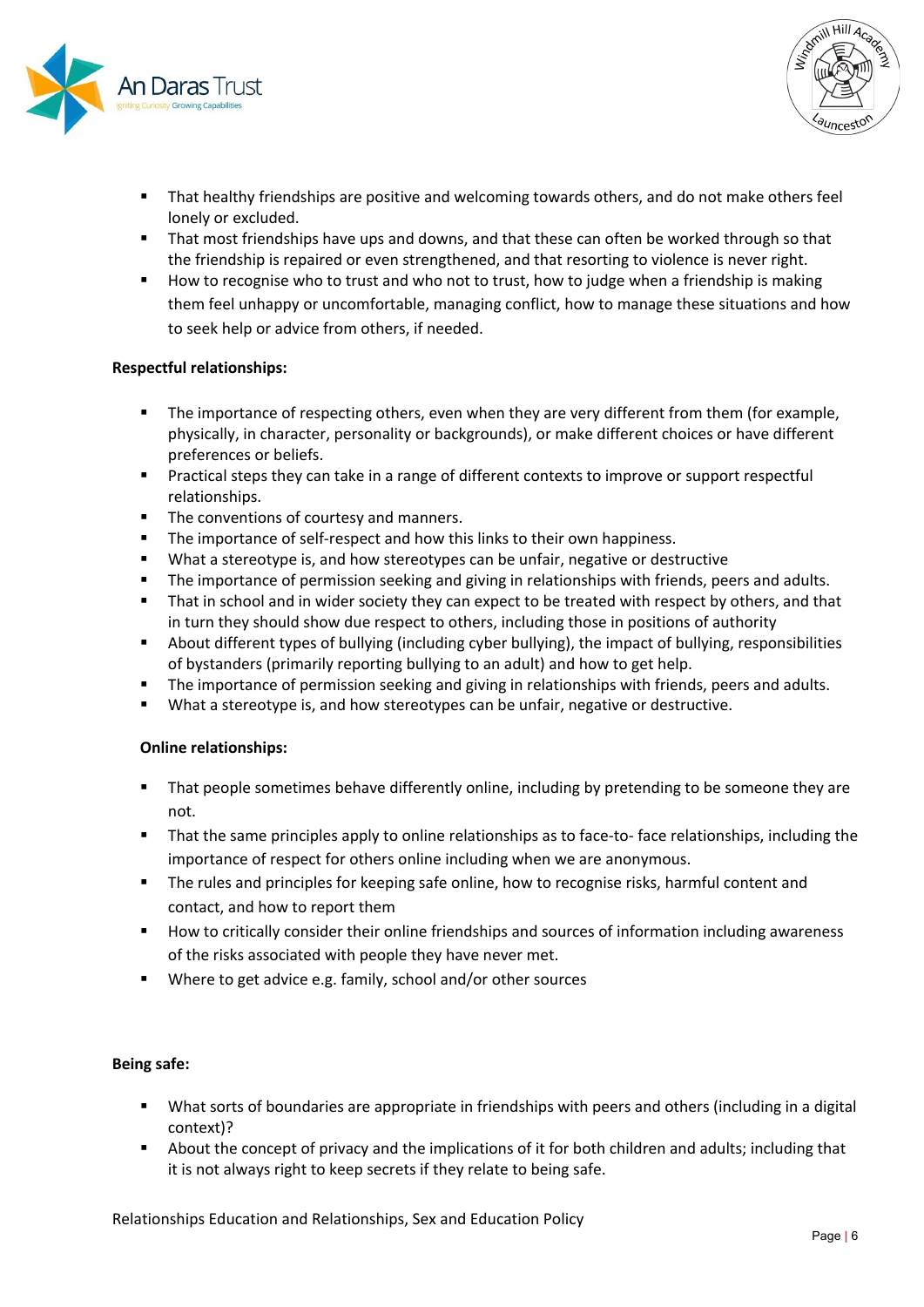- That healthy friendships are positive and welcoming towards others, and do not make others feel lonely or excluded.
- That most friendships have ups and downs, and that these can often be worked through so that the friendship is repaired or even strengthened, and that resorting to violence is never right.
- How to recognise who to trust and who not to trust, how to judge when a friendship is making them feel unhappy or uncomfortable, managing conflict, how to manage these situations and how to seek help or advice from others, if needed.

**Respectful relationships:**

- The importance of respecting others, even when they are very different from them (for example, physically, in character, personality or backgrounds), or make different choices or have different preferences or beliefs.
- Practical steps they can take in a range of different contexts to improve or support respectful relationships.
- The conventions of courtesy and manners.
- The importance of self-respect and how this links to their own happiness.
- What a stereotype is, and how stereotypes can be unfair, negative or destructive
- The importance of permission seeking and giving in relationships with friends, peers and adults.
- That in school and in wider society they can expect to be treated with respect by others, and that in turn they should show due respect to others, including those in positions of authority
- About different types of bullying (including cyber bullying), the impact of bullying, responsibilities of bystanders (primarily reporting bullying to an adult) and how to get help.
- The importance of permission seeking and giving in relationships with friends, peers and adults.
- What a stereotype is, and how stereotypes can be unfair, negative or destructive.

**Online relationships:**

- That people sometimes behave differently online, including by pretending to be someone they are not.
- That the same principles apply to online relationships as to face-to- face relationships, including the importance of respect for others online including when we are anonymous.
- The rules and principles for keeping safe online, how to recognise risks, harmful content and contact, and how to report them
- How to critically consider their online friendships and sources of information including awareness of the risks associated with people they have never met.
- Where to get advice e.g. family, school and/or other sources

**Being safe:**

- What sorts of boundaries are appropriate in friendships with peers and others (including in a digital context)?
- About the concept of privacy and the implications of it for both children and adults; including that it is not always right to keep secrets if they relate to being safe.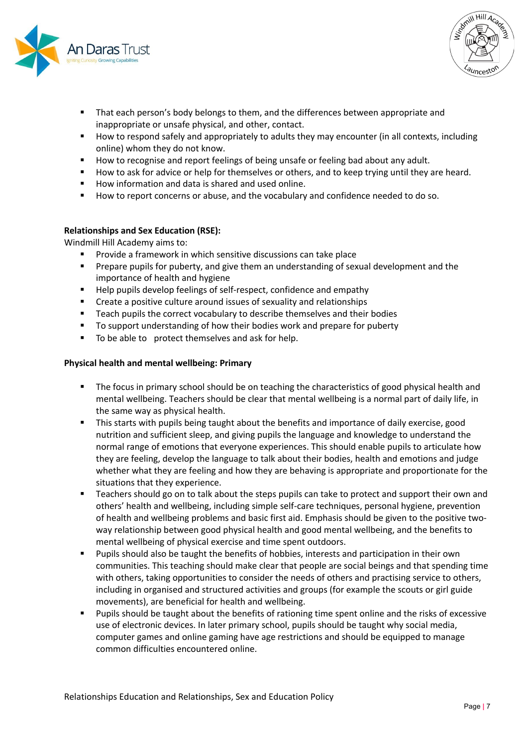- That each person's body belongs to them, and the differences between appropriate and inappropriate or unsafe physical, and other, contact.
- How to respond safely and appropriately to adults they may encounter (in all contexts, including online) whom they do not know.
- How to recognise and report feelings of being unsafe or feeling bad about any adult.
- How to ask for advice or help for themselves or others, and to keep trying until they are heard.
- How information and data is shared and used online.
- How to report concerns or abuse, and the vocabulary and confidence needed to do so.

**Relationships and Sex Education (RSE):**

Windmill Hill Academy aims to:

- Provide a framework in which sensitive discussions can take place
- Prepare pupils for puberty, and give them an understanding of sexual development and the importance of health and hygiene
- Help pupils develop feelings of self-respect, confidence and empathy
- Create a positive culture around issues of sexuality and relationships
- Teach pupils the correct vocabulary to describe themselves and their bodies
- To support understanding of how their bodies work and prepare for puberty
- To be able to protect themselves and ask for help.

**Physical health and mental wellbeing: Primary**

- The focus in primary school should be on teaching the characteristics of good physical health and mental wellbeing. Teachers should be clear that mental wellbeing is a normal part of daily life, in the same way as physical health.
- This starts with pupils being taught about the benefits and importance of daily exercise, good nutrition and sufficient sleep, and giving pupils the language and knowledge to understand the normal range of emotions that everyone experiences. This should enable pupils to articulate how they are feeling, develop the language to talk about their bodies, health and emotions and judge whether what they are feeling and how they are behaving is appropriate and proportionate for the situations that they experience.
- Teachers should go on to talk about the steps pupils can take to protect and support their own and others' health and wellbeing, including simple self-care techniques, personal hygiene, prevention of health and wellbeing problems and basic first aid. Emphasis should be given to the positive two-way relationship between good physical health and good mental wellbeing, and the benefits to mental wellbeing of physical exercise and time spent outdoors.
- Pupils should also be taught the benefits of hobbies, interests and participation in their own communities. This teaching should make clear that people are social beings and that spending time with others, taking opportunities to consider the needs of others and practising service to others, including in organised and structured activities and groups (for example the scouts or girl guide movements), are beneficial for health and wellbeing.
- Pupils should be taught about the benefits of rationing time spent online and the risks of excessive use of electronic devices. In later primary school, pupils should be taught why social media, computer games and online gaming have age restrictions and should be equipped to manage common difficulties encountered online.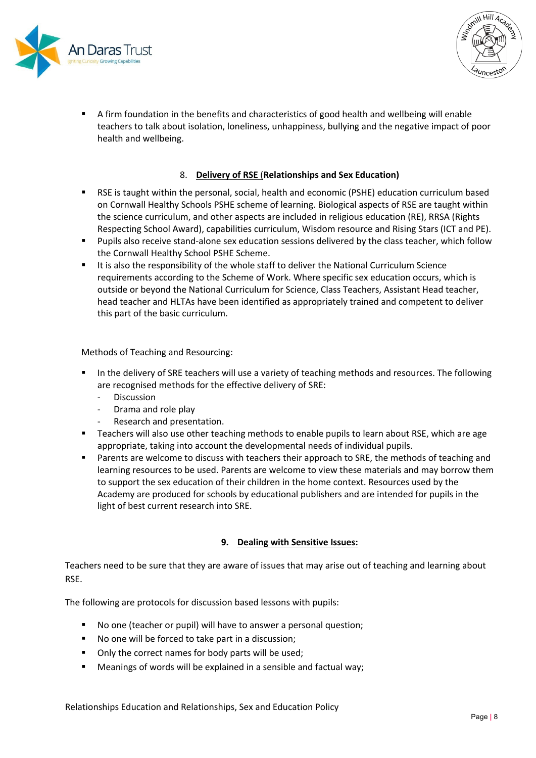- A firm foundation in the benefits and characteristics of good health and wellbeing will enable teachers to talk about isolation, loneliness, unhappiness, bullying and the negative impact of poor health and wellbeing.

## 8. Delivery of RSE (Relationships and Sex Education)

- RSE is taught within the personal, social, health and economic (PSHE) education curriculum based on Cornwall Healthy Schools PSHE scheme of learning. Biological aspects of RSE are taught within the science curriculum, and other aspects are included in religious education (RE), RRSA (Rights Respecting School Award), capabilities curriculum, Wisdom resource and Rising Stars (ICT and PE).
- Pupils also receive stand-alone sex education sessions delivered by the class teacher, which follow the Cornwall Healthy School PSHE Scheme.
- It is also the responsibility of the whole staff to deliver the National Curriculum Science requirements according to the Scheme of Work. Where specific sex education occurs, which is outside or beyond the National Curriculum for Science, Class Teachers, Assistant Head teacher, head teacher and HLTAs have been identified as appropriately trained and competent to deliver this part of the basic curriculum.

Methods of Teaching and Resourcing:

- In the delivery of SRE teachers will use a variety of teaching methods and resources. The following are recognised methods for the effective delivery of SRE:
  - Discussion
  - Drama and role play
  - Research and presentation.
- Teachers will also use other teaching methods to enable pupils to learn about RSE, which are age appropriate, taking into account the developmental needs of individual pupils.
- Parents are welcome to discuss with teachers their approach to SRE, the methods of teaching and learning resources to be used. Parents are welcome to view these materials and may borrow them to support the sex education of their children in the home context. Resources used by the Academy are produced for schools by educational publishers and are intended for pupils in the light of best current research into SRE.

## 9. Dealing with Sensitive Issues:

Teachers need to be sure that they are aware of issues that may arise out of teaching and learning about RSE.

The following are protocols for discussion based lessons with pupils:

- No one (teacher or pupil) will have to answer a personal question;
- No one will be forced to take part in a discussion;
- Only the correct names for body parts will be used;
- Meanings of words will be explained in a sensible and factual way;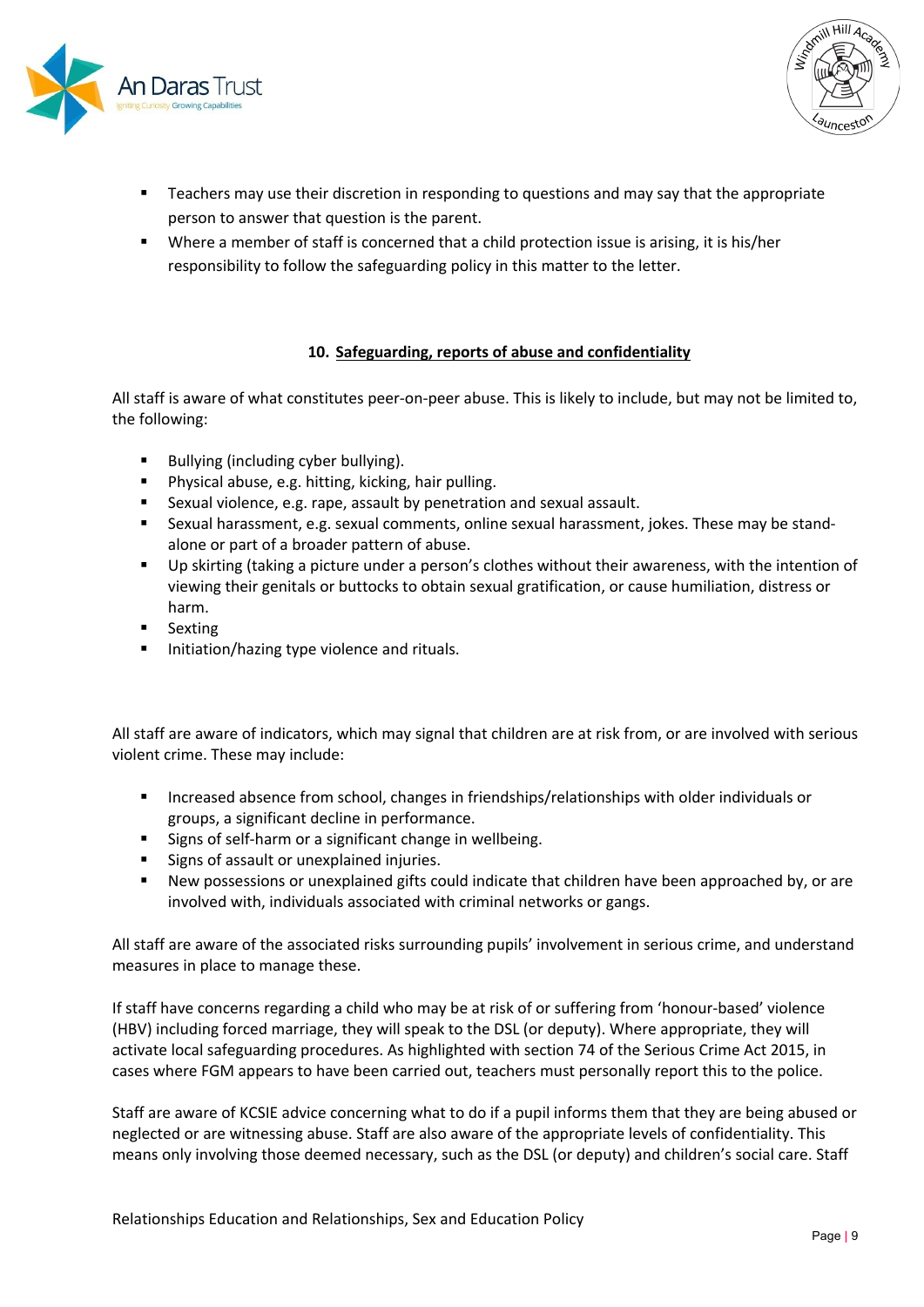- Teachers may use their discretion in responding to questions and may say that the appropriate person to answer that question is the parent.
- Where a member of staff is concerned that a child protection issue is arising, it is his/her responsibility to follow the safeguarding policy in this matter to the letter.

## 10. Safeguarding, reports of abuse and confidentiality

All staff is aware of what constitutes peer-on-peer abuse. This is likely to include, but may not be limited to, the following:

- Bullying (including cyber bullying).
- Physical abuse, e.g. hitting, kicking, hair pulling.
- Sexual violence, e.g. rape, assault by penetration and sexual assault.
- Sexual harassment, e.g. sexual comments, online sexual harassment, jokes. These may be stand-alone or part of a broader pattern of abuse.
- Up skirting (taking a picture under a person's clothes without their awareness, with the intention of viewing their genitals or buttocks to obtain sexual gratification, or cause humiliation, distress or harm.
- Sexting
- Initiation/hazing type violence and rituals.

All staff are aware of indicators, which may signal that children are at risk from, or are involved with serious violent crime. These may include:

- Increased absence from school, changes in friendships/relationships with older individuals or groups, a significant decline in performance.
- Signs of self-harm or a significant change in wellbeing.
- Signs of assault or unexplained injuries.
- New possessions or unexplained gifts could indicate that children have been approached by, or are involved with, individuals associated with criminal networks or gangs.

All staff are aware of the associated risks surrounding pupils' involvement in serious crime, and understand measures in place to manage these.

If staff have concerns regarding a child who may be at risk of or suffering from 'honour-based' violence (HBV) including forced marriage, they will speak to the DSL (or deputy). Where appropriate, they will activate local safeguarding procedures. As highlighted with section 74 of the Serious Crime Act 2015, in cases where FGM appears to have been carried out, teachers must personally report this to the police.

Staff are aware of KCSIE advice concerning what to do if a pupil informs them that they are being abused or neglected or are witnessing abuse. Staff are also aware of the appropriate levels of confidentiality. This means only involving those deemed necessary, such as the DSL (or deputy) and children's social care. Staff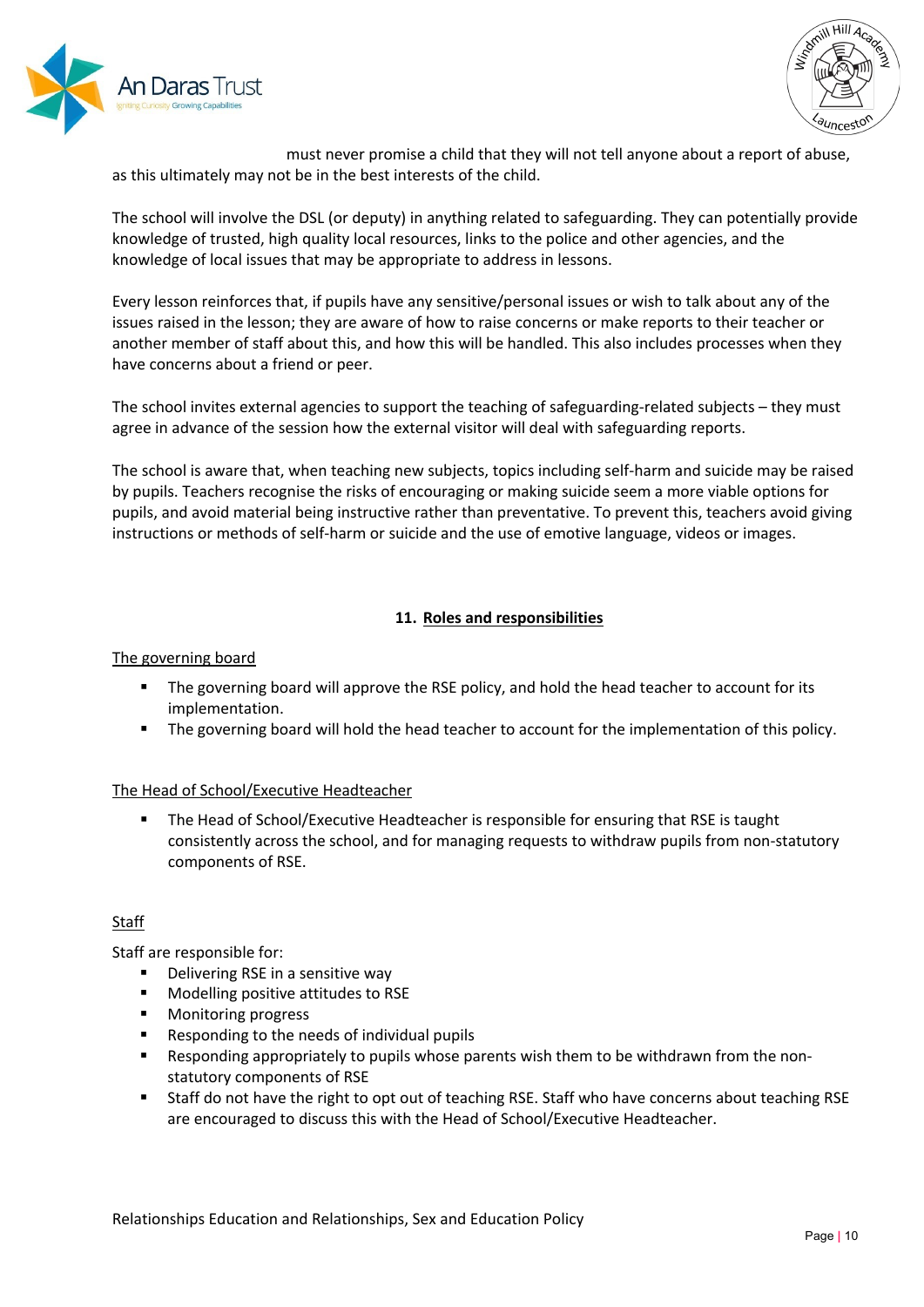must never promise a child that they will not tell anyone about a report of abuse, as this ultimately may not be in the best interests of the child.

The school will involve the DSL (or deputy) in anything related to safeguarding. They can potentially provide knowledge of trusted, high quality local resources, links to the police and other agencies, and the knowledge of local issues that may be appropriate to address in lessons.

Every lesson reinforces that, if pupils have any sensitive/personal issues or wish to talk about any of the issues raised in the lesson; they are aware of how to raise concerns or make reports to their teacher or another member of staff about this, and how this will be handled. This also includes processes when they have concerns about a friend or peer.

The school invites external agencies to support the teaching of safeguarding-related subjects – they must agree in advance of the session how the external visitor will deal with safeguarding reports.

The school is aware that, when teaching new subjects, topics including self-harm and suicide may be raised by pupils. Teachers recognise the risks of encouraging or making suicide seem a more viable options for pupils, and avoid material being instructive rather than preventative. To prevent this, teachers avoid giving instructions or methods of self-harm or suicide and the use of emotive language, videos or images.

## 11. Roles and responsibilities

### The governing board

- The governing board will approve the RSE policy, and hold the head teacher to account for its implementation.
- The governing board will hold the head teacher to account for the implementation of this policy.

### The Head of School/Executive Headteacher

- The Head of School/Executive Headteacher is responsible for ensuring that RSE is taught consistently across the school, and for managing requests to withdraw pupils from non-statutory components of RSE.

### Staff

Staff are responsible for:

- Delivering RSE in a sensitive way
- Modelling positive attitudes to RSE
- Monitoring progress
- Responding to the needs of individual pupils
- Responding appropriately to pupils whose parents wish them to be withdrawn from the non-statutory components of RSE
- Staff do not have the right to opt out of teaching RSE. Staff who have concerns about teaching RSE are encouraged to discuss this with the Head of School/Executive Headteacher.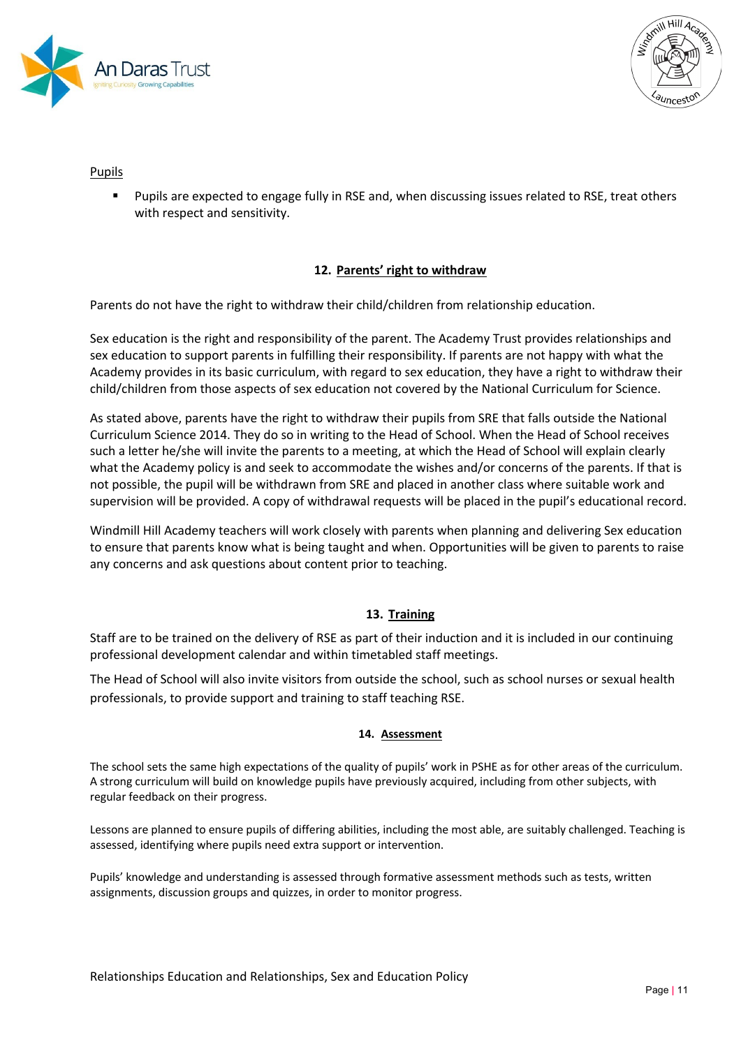Pupils

- Pupils are expected to engage fully in RSE and, when discussing issues related to RSE, treat others with respect and sensitivity.

## 12. Parents' right to withdraw

Parents do not have the right to withdraw their child/children from relationship education.

Sex education is the right and responsibility of the parent. The Academy Trust provides relationships and sex education to support parents in fulfilling their responsibility. If parents are not happy with what the Academy provides in its basic curriculum, with regard to sex education, they have a right to withdraw their child/children from those aspects of sex education not covered by the National Curriculum for Science.

As stated above, parents have the right to withdraw their pupils from SRE that falls outside the National Curriculum Science 2014. They do so in writing to the Head of School. When the Head of School receives such a letter he/she will invite the parents to a meeting, at which the Head of School will explain clearly what the Academy policy is and seek to accommodate the wishes and/or concerns of the parents. If that is not possible, the pupil will be withdrawn from SRE and placed in another class where suitable work and supervision will be provided. A copy of withdrawal requests will be placed in the pupil's educational record.

Windmill Hill Academy teachers will work closely with parents when planning and delivering Sex education to ensure that parents know what is being taught and when. Opportunities will be given to parents to raise any concerns and ask questions about content prior to teaching.

## 13. Training

Staff are to be trained on the delivery of RSE as part of their induction and it is included in our continuing professional development calendar and within timetabled staff meetings.

The Head of School will also invite visitors from outside the school, such as school nurses or sexual health professionals, to provide support and training to staff teaching RSE.

## 14. Assessment

The school sets the same high expectations of the quality of pupils' work in PSHE as for other areas of the curriculum. A strong curriculum will build on knowledge pupils have previously acquired, including from other subjects, with regular feedback on their progress.

Lessons are planned to ensure pupils of differing abilities, including the most able, are suitably challenged. Teaching is assessed, identifying where pupils need extra support or intervention.

Pupils' knowledge and understanding is assessed through formative assessment methods such as tests, written assignments, discussion groups and quizzes, in order to monitor progress.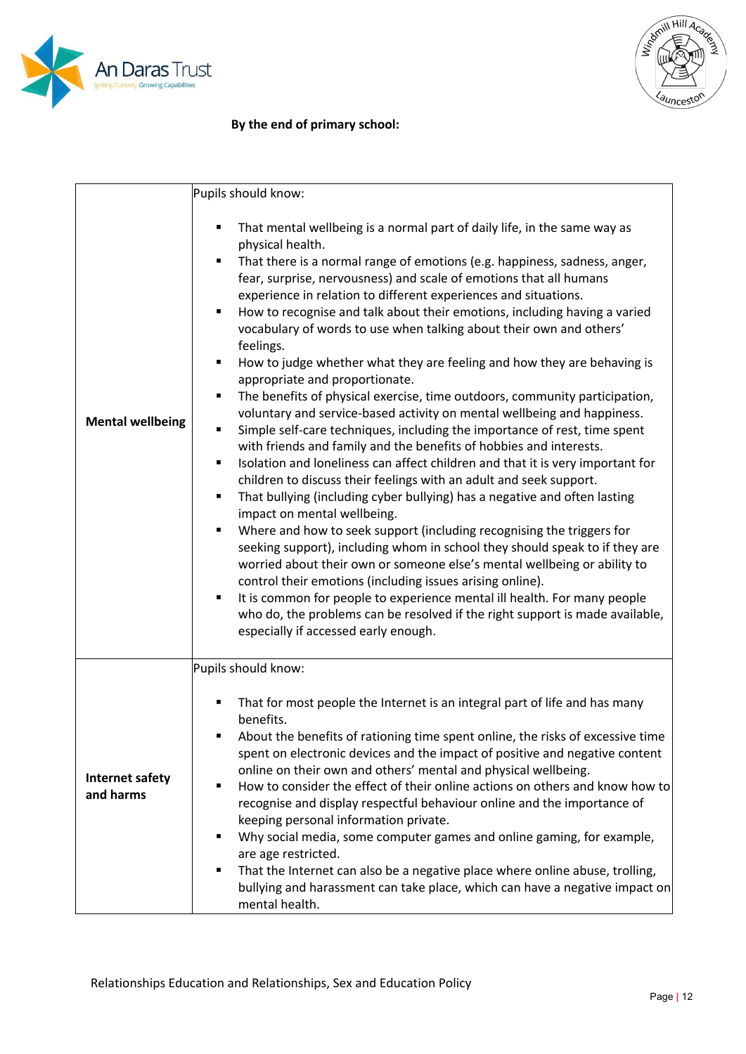**By the end of primary school:**

| | |
|---|---|
| **Mental wellbeing** | Pupils should know:<br><br>▪ That mental wellbeing is a normal part of daily life, in the same way as physical health.<br>▪ That there is a normal range of emotions (e.g. happiness, sadness, anger, fear, surprise, nervousness) and scale of emotions that all humans experience in relation to different experiences and situations.<br>▪ How to recognise and talk about their emotions, including having a varied vocabulary of words to use when talking about their own and others' feelings.<br>▪ How to judge whether what they are feeling and how they are behaving is appropriate and proportionate.<br>▪ The benefits of physical exercise, time outdoors, community participation, voluntary and service-based activity on mental wellbeing and happiness.<br>▪ Simple self-care techniques, including the importance of rest, time spent with friends and family and the benefits of hobbies and interests.<br>▪ Isolation and loneliness can affect children and that it is very important for children to discuss their feelings with an adult and seek support.<br>▪ That bullying (including cyber bullying) has a negative and often lasting impact on mental wellbeing.<br>▪ Where and how to seek support (including recognising the triggers for seeking support), including whom in school they should speak to if they are worried about their own or someone else's mental wellbeing or ability to control their emotions (including issues arising online).<br>▪ It is common for people to experience mental ill health. For many people who do, the problems can be resolved if the right support is made available, especially if accessed early enough. |
| **Internet safety and harms** | Pupils should know:<br><br>▪ That for most people the Internet is an integral part of life and has many benefits.<br>▪ About the benefits of rationing time spent online, the risks of excessive time spent on electronic devices and the impact of positive and negative content online on their own and others' mental and physical wellbeing.<br>▪ How to consider the effect of their online actions on others and know how to recognise and display respectful behaviour online and the importance of keeping personal information private.<br>▪ Why social media, some computer games and online gaming, for example, are age restricted.<br>▪ That the Internet can also be a negative place where online abuse, trolling, bullying and harassment can take place, which can have a negative impact on mental health. |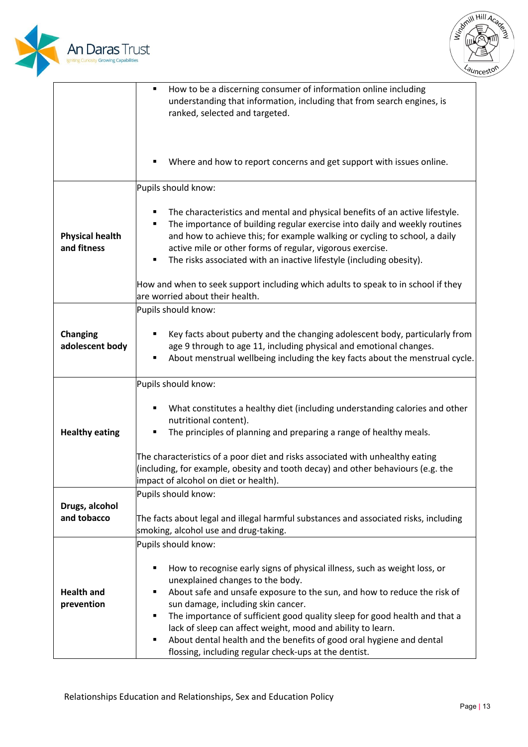| | |
|---|---|
| | ▪ How to be a discerning consumer of information online including understanding that information, including that from search engines, is ranked, selected and targeted.<br><br>▪ Where and how to report concerns and get support with issues online. |
| **Physical health and fitness** | Pupils should know:<br><br>▪ The characteristics and mental and physical benefits of an active lifestyle.<br>▪ The importance of building regular exercise into daily and weekly routines and how to achieve this; for example walking or cycling to school, a daily active mile or other forms of regular, vigorous exercise.<br>▪ The risks associated with an inactive lifestyle (including obesity).<br><br>How and when to seek support including which adults to speak to in school if they are worried about their health. |
| **Changing adolescent body** | Pupils should know:<br><br>▪ Key facts about puberty and the changing adolescent body, particularly from age 9 through to age 11, including physical and emotional changes.<br>▪ About menstrual wellbeing including the key facts about the menstrual cycle. |
| **Healthy eating** | Pupils should know:<br><br>▪ What constitutes a healthy diet (including understanding calories and other nutritional content).<br>▪ The principles of planning and preparing a range of healthy meals.<br><br>The characteristics of a poor diet and risks associated with unhealthy eating (including, for example, obesity and tooth decay) and other behaviours (e.g. the impact of alcohol on diet or health). |
| **Drugs, alcohol and tobacco** | Pupils should know:<br><br>The facts about legal and illegal harmful substances and associated risks, including smoking, alcohol use and drug-taking. |
| **Health and prevention** | Pupils should know:<br><br>▪ How to recognise early signs of physical illness, such as weight loss, or unexplained changes to the body.<br>▪ About safe and unsafe exposure to the sun, and how to reduce the risk of sun damage, including skin cancer.<br>▪ The importance of sufficient good quality sleep for good health and that a lack of sleep can affect weight, mood and ability to learn.<br>▪ About dental health and the benefits of good oral hygiene and dental flossing, including regular check-ups at the dentist. |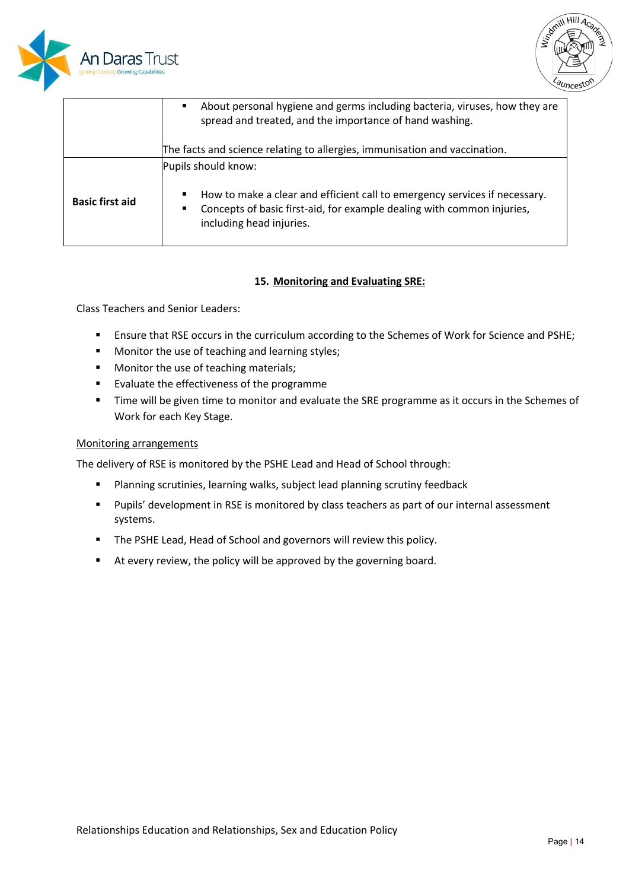| | |
|---|---|
| | ▪ About personal hygiene and germs including bacteria, viruses, how they are spread and treated, and the importance of hand washing.<br><br>The facts and science relating to allergies, immunisation and vaccination. |
| **Basic first aid** | Pupils should know:<br><br>▪ How to make a clear and efficient call to emergency services if necessary.<br>▪ Concepts of basic first-aid, for example dealing with common injuries, including head injuries. |

## 15. Monitoring and Evaluating SRE:

Class Teachers and Senior Leaders:

- Ensure that RSE occurs in the curriculum according to the Schemes of Work for Science and PSHE;
- Monitor the use of teaching and learning styles;
- Monitor the use of teaching materials;
- Evaluate the effectiveness of the programme
- Time will be given time to monitor and evaluate the SRE programme as it occurs in the Schemes of Work for each Key Stage.

Monitoring arrangements

The delivery of RSE is monitored by the PSHE Lead and Head of School through:

- Planning scrutinies, learning walks, subject lead planning scrutiny feedback
- Pupils' development in RSE is monitored by class teachers as part of our internal assessment systems.
- The PSHE Lead, Head of School and governors will review this policy.
- At every review, the policy will be approved by the governing board.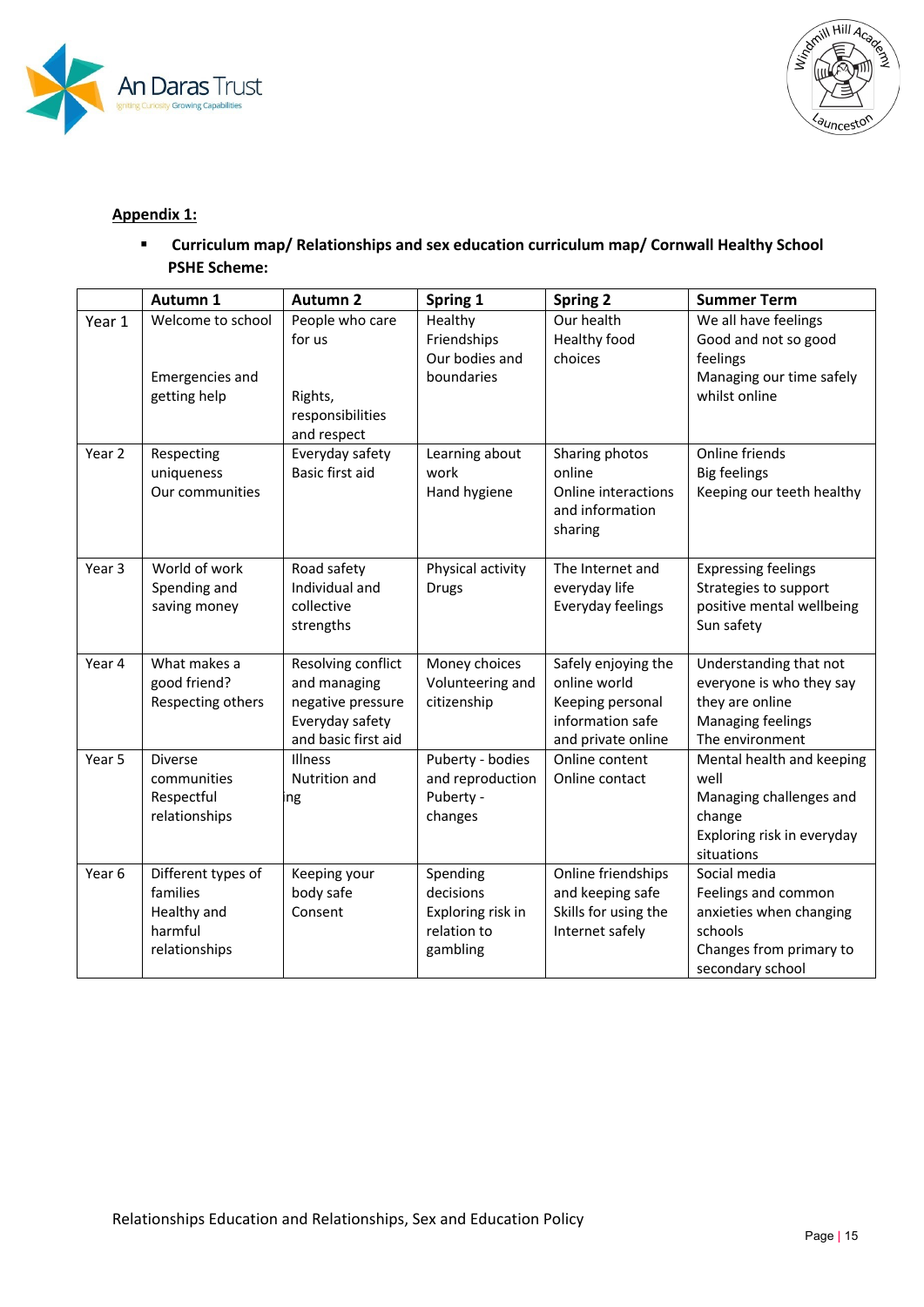**Appendix 1:**

- **Curriculum map/ Relationships and sex education curriculum map/ Cornwall Healthy School PSHE Scheme:**

| | Autumn 1 | Autumn 2 | Spring 1 | Spring 2 | Summer Term |
|---|---|---|---|---|---|
| Year 1 | Welcome to school<br><br>Emergencies and getting help | People who care for us<br><br>Rights, responsibilities and respect | Healthy Friendships<br>Our bodies and boundaries | Our health<br>Healthy food choices | We all have feelings<br>Good and not so good feelings<br>Managing our time safely whilst online |
| Year 2 | Respecting uniqueness<br>Our communities | Everyday safety<br>Basic first aid | Learning about work<br>Hand hygiene | Sharing photos online<br>Online interactions and information sharing | Online friends<br>Big feelings<br>Keeping our teeth healthy |
| Year 3 | World of work<br>Spending and saving money | Road safety<br>Individual and collective strengths | Physical activity<br>Drugs | The Internet and everyday life<br>Everyday feelings | Expressing feelings<br>Strategies to support positive mental wellbeing<br>Sun safety |
| Year 4 | What makes a good friend?<br>Respecting others | Resolving conflict and managing negative pressure<br>Everyday safety and basic first aid | Money choices<br>Volunteering and citizenship | Safely enjoying the online world<br>Keeping personal information safe and private online | Understanding that not everyone is who they say they are online<br>Managing feelings<br>The environment |
| Year 5 | Diverse communities<br>Respectful relationships | Illness<br>Nutrition and ing | Puberty - bodies and reproduction<br>Puberty - changes | Online content<br>Online contact | Mental health and keeping well<br>Managing challenges and change<br>Exploring risk in everyday situations |
| Year 6 | Different types of families<br>Healthy and harmful relationships | Keeping your body safe<br>Consent | Spending decisions<br>Exploring risk in relation to gambling | Online friendships and keeping safe<br>Skills for using the Internet safely | Social media<br>Feelings and common anxieties when changing schools<br>Changes from primary to secondary school |